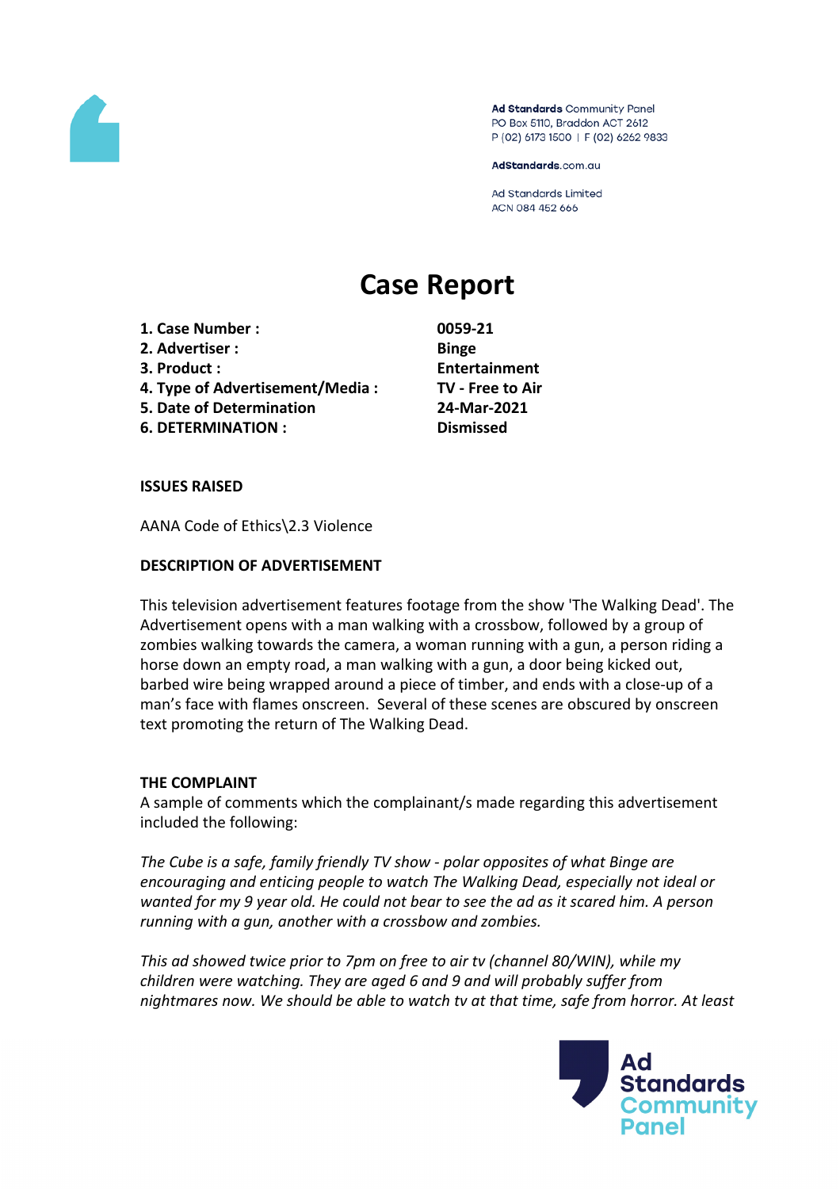Ad Standards Community Panel
PO Box 5110, Braddon ACT 2612
P (02) 6173 1500 | F (02) 6262 9833

AdStandards.com.au

Ad Standards Limited
ACN 084 452 666

# Case Report

| | |
|---|---|
| **1. Case Number :** | **0059-21** |
| **2. Advertiser :** | **Binge** |
| **3. Product :** | **Entertainment** |
| **4. Type of Advertisement/Media :** | **TV - Free to Air** |
| **5. Date of Determination** | **24-Mar-2021** |
| **6. DETERMINATION :** | **Dismissed** |

## ISSUES RAISED

AANA Code of Ethics\2.3 Violence

## DESCRIPTION OF ADVERTISEMENT

This television advertisement features footage from the show 'The Walking Dead'. The Advertisement opens with a man walking with a crossbow, followed by a group of zombies walking towards the camera, a woman running with a gun, a person riding a horse down an empty road, a man walking with a gun, a door being kicked out, barbed wire being wrapped around a piece of timber, and ends with a close-up of a man's face with flames onscreen. Several of these scenes are obscured by onscreen text promoting the return of The Walking Dead.

## THE COMPLAINT

A sample of comments which the complainant/s made regarding this advertisement included the following:

*The Cube is a safe, family friendly TV show - polar opposites of what Binge are encouraging and enticing people to watch The Walking Dead, especially not ideal or wanted for my 9 year old. He could not bear to see the ad as it scared him. A person running with a gun, another with a crossbow and zombies.*

*This ad showed twice prior to 7pm on free to air tv (channel 80/WIN), while my children were watching. They are aged 6 and 9 and will probably suffer from nightmares now. We should be able to watch tv at that time, safe from horror. At least*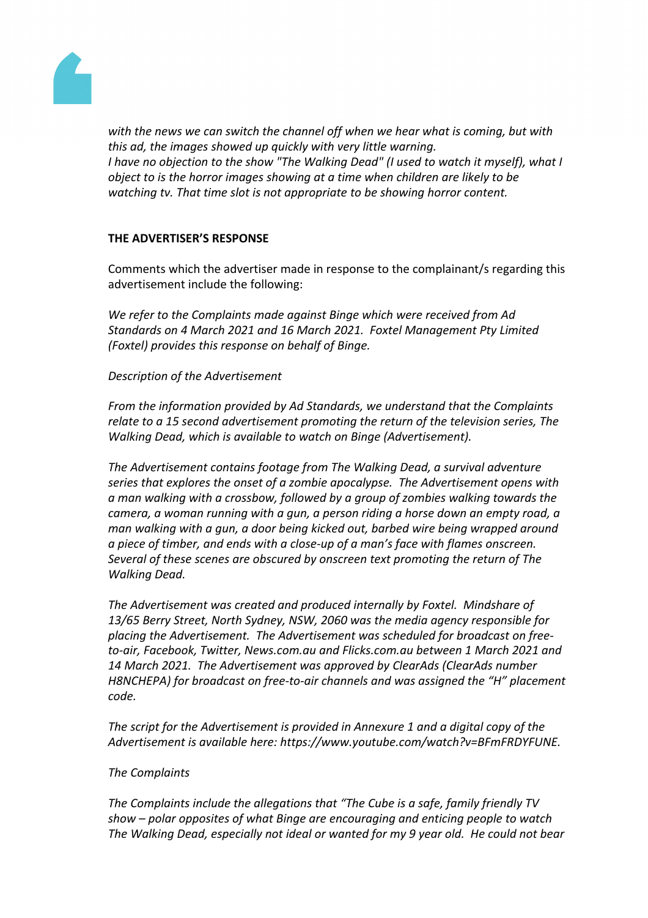*with the news we can switch the channel off when we hear what is coming, but with this ad, the images showed up quickly with very little warning.*
*I have no objection to the show "The Walking Dead" (I used to watch it myself), what I object to is the horror images showing at a time when children are likely to be watching tv. That time slot is not appropriate to be showing horror content.*

**THE ADVERTISER'S RESPONSE**

Comments which the advertiser made in response to the complainant/s regarding this advertisement include the following:

*We refer to the Complaints made against Binge which were received from Ad Standards on 4 March 2021 and 16 March 2021. Foxtel Management Pty Limited (Foxtel) provides this response on behalf of Binge.*

*Description of the Advertisement*

*From the information provided by Ad Standards, we understand that the Complaints relate to a 15 second advertisement promoting the return of the television series, The Walking Dead, which is available to watch on Binge (Advertisement).*

*The Advertisement contains footage from The Walking Dead, a survival adventure series that explores the onset of a zombie apocalypse. The Advertisement opens with a man walking with a crossbow, followed by a group of zombies walking towards the camera, a woman running with a gun, a person riding a horse down an empty road, a man walking with a gun, a door being kicked out, barbed wire being wrapped around a piece of timber, and ends with a close-up of a man's face with flames onscreen. Several of these scenes are obscured by onscreen text promoting the return of The Walking Dead.*

*The Advertisement was created and produced internally by Foxtel. Mindshare of 13/65 Berry Street, North Sydney, NSW, 2060 was the media agency responsible for placing the Advertisement. The Advertisement was scheduled for broadcast on free-to-air, Facebook, Twitter, News.com.au and Flicks.com.au between 1 March 2021 and 14 March 2021. The Advertisement was approved by ClearAds (ClearAds number H8NCHEPA) for broadcast on free-to-air channels and was assigned the "H" placement code.*

*The script for the Advertisement is provided in Annexure 1 and a digital copy of the Advertisement is available here: https://www.youtube.com/watch?v=BFmFRDYFUNE.*

*The Complaints*

*The Complaints include the allegations that "The Cube is a safe, family friendly TV show – polar opposites of what Binge are encouraging and enticing people to watch The Walking Dead, especially not ideal or wanted for my 9 year old. He could not bear*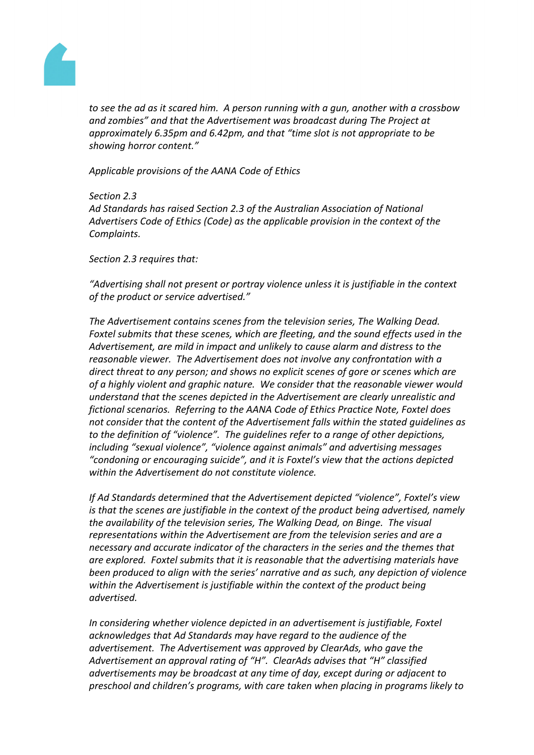*to see the ad as it scared him. A person running with a gun, another with a crossbow and zombies" and that the Advertisement was broadcast during The Project at approximately 6.35pm and 6.42pm, and that "time slot is not appropriate to be showing horror content."*

*Applicable provisions of the AANA Code of Ethics*

*Section 2.3*
*Ad Standards has raised Section 2.3 of the Australian Association of National Advertisers Code of Ethics (Code) as the applicable provision in the context of the Complaints.*

*Section 2.3 requires that:*

*"Advertising shall not present or portray violence unless it is justifiable in the context of the product or service advertised."*

*The Advertisement contains scenes from the television series, The Walking Dead. Foxtel submits that these scenes, which are fleeting, and the sound effects used in the Advertisement, are mild in impact and unlikely to cause alarm and distress to the reasonable viewer. The Advertisement does not involve any confrontation with a direct threat to any person; and shows no explicit scenes of gore or scenes which are of a highly violent and graphic nature. We consider that the reasonable viewer would understand that the scenes depicted in the Advertisement are clearly unrealistic and fictional scenarios. Referring to the AANA Code of Ethics Practice Note, Foxtel does not consider that the content of the Advertisement falls within the stated guidelines as to the definition of "violence". The guidelines refer to a range of other depictions, including "sexual violence", "violence against animals" and advertising messages "condoning or encouraging suicide", and it is Foxtel's view that the actions depicted within the Advertisement do not constitute violence.*

*If Ad Standards determined that the Advertisement depicted "violence", Foxtel's view is that the scenes are justifiable in the context of the product being advertised, namely the availability of the television series, The Walking Dead, on Binge. The visual representations within the Advertisement are from the television series and are a necessary and accurate indicator of the characters in the series and the themes that are explored. Foxtel submits that it is reasonable that the advertising materials have been produced to align with the series' narrative and as such, any depiction of violence within the Advertisement is justifiable within the context of the product being advertised.*

*In considering whether violence depicted in an advertisement is justifiable, Foxtel acknowledges that Ad Standards may have regard to the audience of the advertisement. The Advertisement was approved by ClearAds, who gave the Advertisement an approval rating of "H". ClearAds advises that "H" classified advertisements may be broadcast at any time of day, except during or adjacent to preschool and children's programs, with care taken when placing in programs likely to*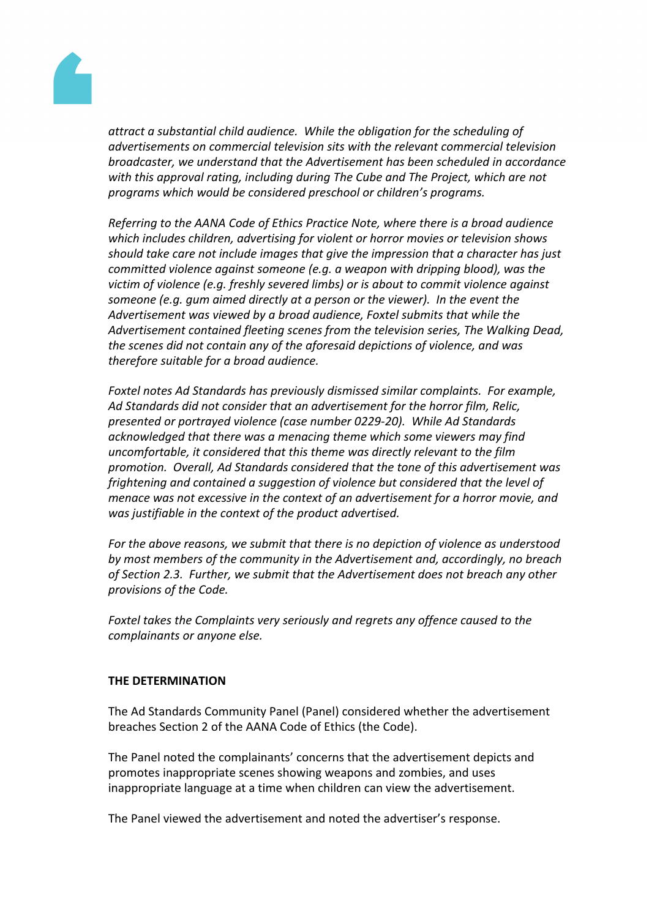*attract a substantial child audience. While the obligation for the scheduling of advertisements on commercial television sits with the relevant commercial television broadcaster, we understand that the Advertisement has been scheduled in accordance with this approval rating, including during The Cube and The Project, which are not programs which would be considered preschool or children's programs.*

*Referring to the AANA Code of Ethics Practice Note, where there is a broad audience which includes children, advertising for violent or horror movies or television shows should take care not include images that give the impression that a character has just committed violence against someone (e.g. a weapon with dripping blood), was the victim of violence (e.g. freshly severed limbs) or is about to commit violence against someone (e.g. gum aimed directly at a person or the viewer). In the event the Advertisement was viewed by a broad audience, Foxtel submits that while the Advertisement contained fleeting scenes from the television series, The Walking Dead, the scenes did not contain any of the aforesaid depictions of violence, and was therefore suitable for a broad audience.*

*Foxtel notes Ad Standards has previously dismissed similar complaints. For example, Ad Standards did not consider that an advertisement for the horror film, Relic, presented or portrayed violence (case number 0229-20). While Ad Standards acknowledged that there was a menacing theme which some viewers may find uncomfortable, it considered that this theme was directly relevant to the film promotion. Overall, Ad Standards considered that the tone of this advertisement was frightening and contained a suggestion of violence but considered that the level of menace was not excessive in the context of an advertisement for a horror movie, and was justifiable in the context of the product advertised.*

*For the above reasons, we submit that there is no depiction of violence as understood by most members of the community in the Advertisement and, accordingly, no breach of Section 2.3. Further, we submit that the Advertisement does not breach any other provisions of the Code.*

*Foxtel takes the Complaints very seriously and regrets any offence caused to the complainants or anyone else.*

**THE DETERMINATION**

The Ad Standards Community Panel (Panel) considered whether the advertisement breaches Section 2 of the AANA Code of Ethics (the Code).

The Panel noted the complainants' concerns that the advertisement depicts and promotes inappropriate scenes showing weapons and zombies, and uses inappropriate language at a time when children can view the advertisement.

The Panel viewed the advertisement and noted the advertiser's response.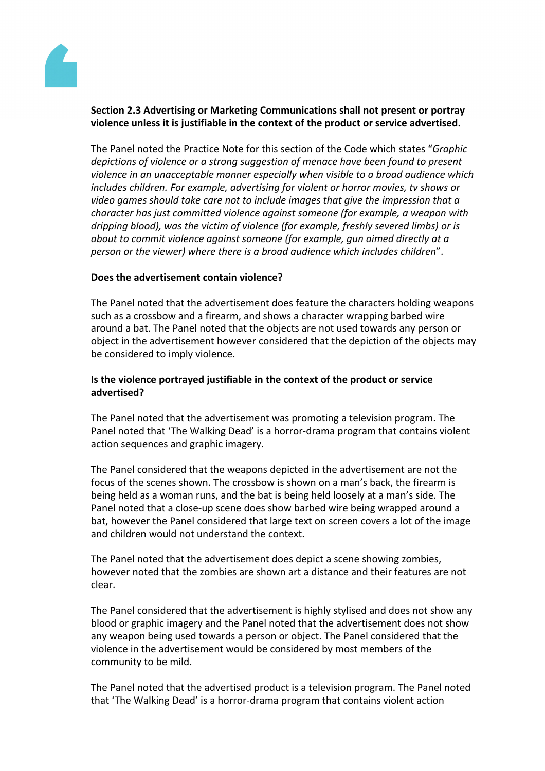**Section 2.3 Advertising or Marketing Communications shall not present or portray violence unless it is justifiable in the context of the product or service advertised.**

The Panel noted the Practice Note for this section of the Code which states "*Graphic depictions of violence or a strong suggestion of menace have been found to present violence in an unacceptable manner especially when visible to a broad audience which includes children. For example, advertising for violent or horror movies, tv shows or video games should take care not to include images that give the impression that a character has just committed violence against someone (for example, a weapon with dripping blood), was the victim of violence (for example, freshly severed limbs) or is about to commit violence against someone (for example, gun aimed directly at a person or the viewer) where there is a broad audience which includes children*".

**Does the advertisement contain violence?**

The Panel noted that the advertisement does feature the characters holding weapons such as a crossbow and a firearm, and shows a character wrapping barbed wire around a bat. The Panel noted that the objects are not used towards any person or object in the advertisement however considered that the depiction of the objects may be considered to imply violence.

**Is the violence portrayed justifiable in the context of the product or service advertised?**

The Panel noted that the advertisement was promoting a television program. The Panel noted that 'The Walking Dead' is a horror-drama program that contains violent action sequences and graphic imagery.

The Panel considered that the weapons depicted in the advertisement are not the focus of the scenes shown. The crossbow is shown on a man's back, the firearm is being held as a woman runs, and the bat is being held loosely at a man's side. The Panel noted that a close-up scene does show barbed wire being wrapped around a bat, however the Panel considered that large text on screen covers a lot of the image and children would not understand the context.

The Panel noted that the advertisement does depict a scene showing zombies, however noted that the zombies are shown art a distance and their features are not clear.

The Panel considered that the advertisement is highly stylised and does not show any blood or graphic imagery and the Panel noted that the advertisement does not show any weapon being used towards a person or object. The Panel considered that the violence in the advertisement would be considered by most members of the community to be mild.

The Panel noted that the advertised product is a television program. The Panel noted that 'The Walking Dead' is a horror-drama program that contains violent action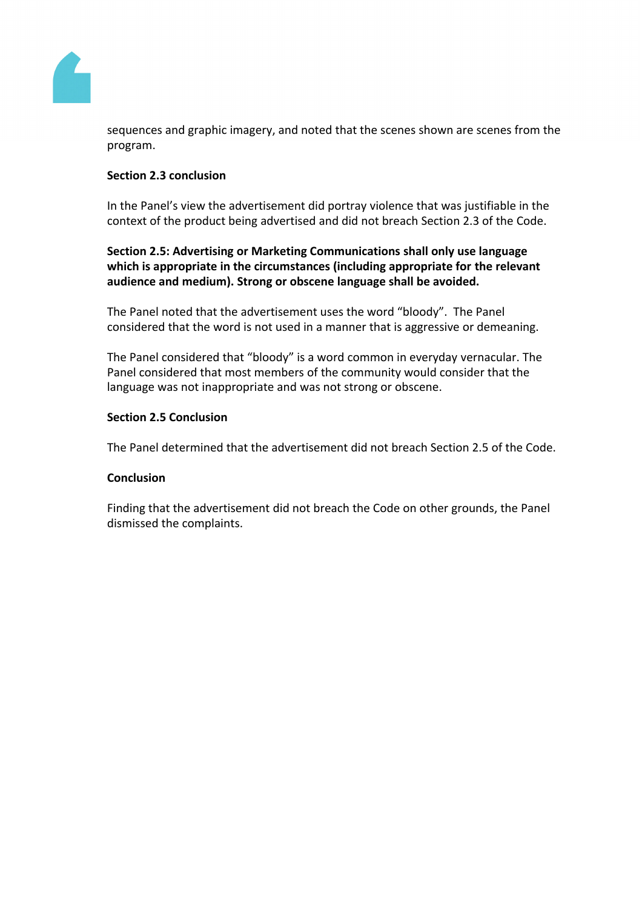sequences and graphic imagery, and noted that the scenes shown are scenes from the program.

**Section 2.3 conclusion**

In the Panel's view the advertisement did portray violence that was justifiable in the context of the product being advertised and did not breach Section 2.3 of the Code.

**Section 2.5: Advertising or Marketing Communications shall only use language which is appropriate in the circumstances (including appropriate for the relevant audience and medium). Strong or obscene language shall be avoided.**

The Panel noted that the advertisement uses the word "bloody". The Panel considered that the word is not used in a manner that is aggressive or demeaning.

The Panel considered that "bloody" is a word common in everyday vernacular. The Panel considered that most members of the community would consider that the language was not inappropriate and was not strong or obscene.

**Section 2.5 Conclusion**

The Panel determined that the advertisement did not breach Section 2.5 of the Code.

**Conclusion**

Finding that the advertisement did not breach the Code on other grounds, the Panel dismissed the complaints.